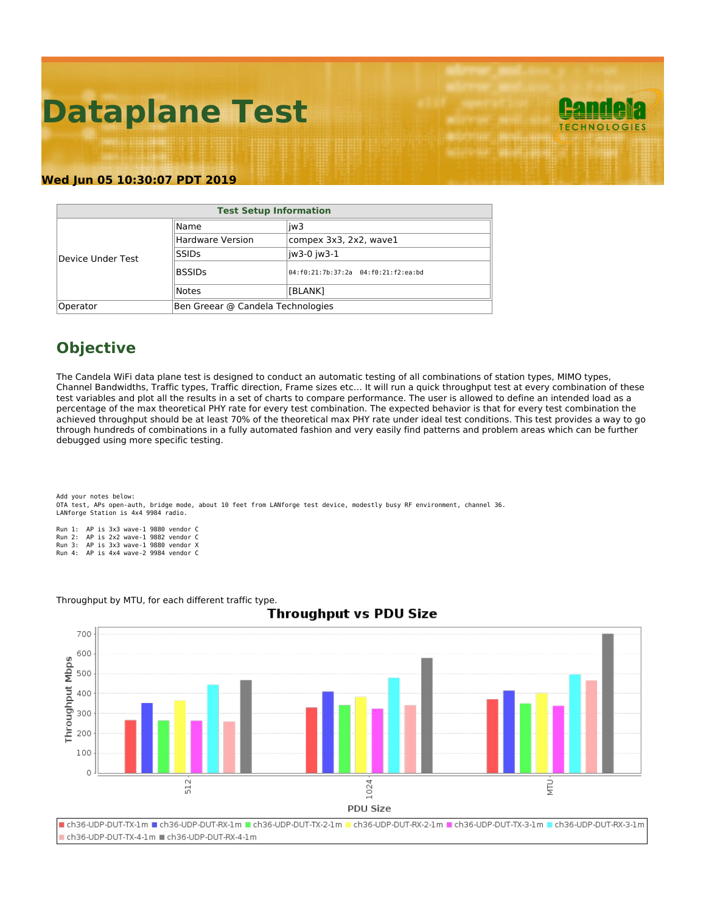# Dataplane Test

**Wed Jun 05 10:30:07 PDT 2019**

| Test Setup Information | | |
|---|---|---|
| Device Under Test | Name | jw3 |
| | Hardware Version | compex 3x3, 2x2, wave1 |
| | SSIDs | jw3-0 jw3-1 |
| | BSSIDs | 04:f0:21:7b:37:2a 04:f0:21:f2:ea:bd |
| | Notes | [BLANK] |
| Operator | Ben Greear @ Candela Technologies | |

## Objective

The Candela WiFi data plane test is designed to conduct an automatic testing of all combinations of station types, MIMO types, Channel Bandwidths, Traffic types, Traffic direction, Frame sizes etc… It will run a quick throughput test at every combination of these test variables and plot all the results in a set of charts to compare performance. The user is allowed to define an intended load as a percentage of the max theoretical PHY rate for every test combination. The expected behavior is that for every test combination the achieved throughput should be at least 70% of the theoretical max PHY rate under ideal test conditions. This test provides a way to go through hundreds of combinations in a fully automated fashion and very easily find patterns and problem areas which can be further debugged using more specific testing.

```
Add your notes below:
OTA test, APs open-auth, bridge mode, about 10 feet from LANforge test device, modestly busy RF environment, channel 36.
LANforge Station is 4x4 9984 radio.

Run 1:  AP is 3x3 wave-1 9880 vendor C
Run 2:  AP is 2x2 wave-1 9882 vendor C
Run 3:  AP is 3x3 wave-1 9880 vendor X
Run 4:  AP is 4x4 wave-2 9984 vendor C
```

Throughput by MTU, for each different traffic type.

**Throughput vs PDU Size**

| PDU Size | ch36-UDP-DUT-TX-1m | ch36-UDP-DUT-RX-1m | ch36-UDP-DUT-TX-2-1m | ch36-UDP-DUT-RX-2-1m | ch36-UDP-DUT-TX-3-1m | ch36-UDP-DUT-RX-3-1m | ch36-UDP-DUT-TX-4-1m | ch36-UDP-DUT-RX-4-1m |
|---|---|---|---|---|---|---|---|---|
| 512 | ~265 | ~350 | ~265 | ~365 | ~262 | ~445 | ~258 | ~467 |
| 1024 | ~330 | ~410 | ~342 | ~383 | ~323 | ~480 | ~340 | ~580 |
| MTU | ~370 | ~413 | ~348 | ~400 | ~337 | ~497 | ~465 | ~700 |

Y-axis: Throughput Mbps; X-axis: PDU Size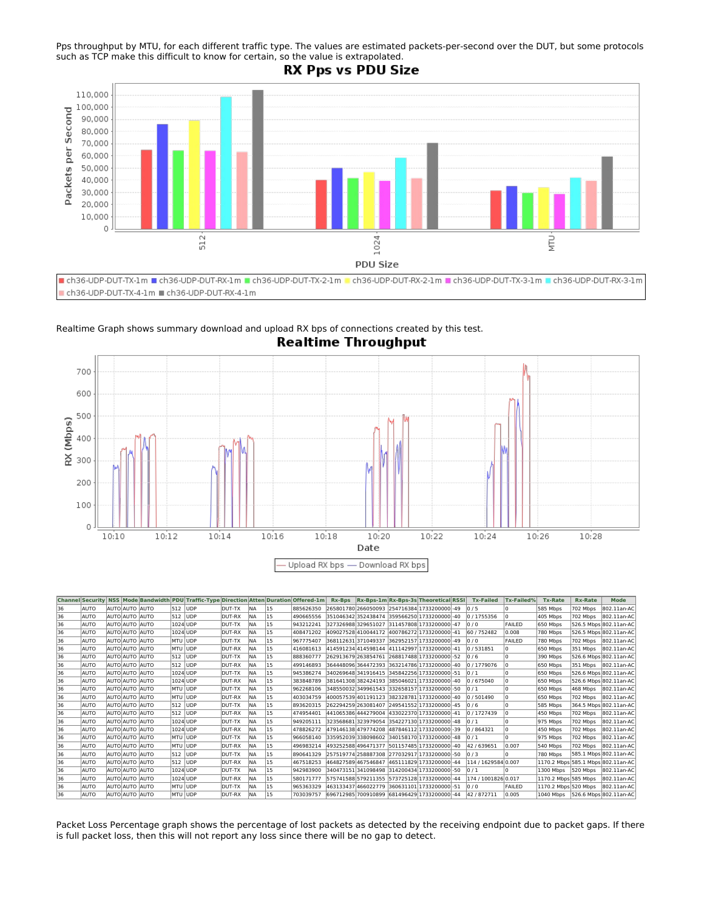Pps throughput by MTU, for each different traffic type. The values are estimated packets-per-second over the DUT, but some protocols such as TCP make this difficult to know for certain, so the value is extrapolated.

Realtime Graph shows summary download and upload RX bps of connections created by this test.

| Channel | Security | NSS | Mode | Bandwidth | PDU | Traffic-Type | Direction | Atten | Duration | Offered-1m | Rx-Bps | Rx-Bps-1m | Rx-Bps-3s | Theoretical | RSSI | Tx-Failed | Tx-Failed% | Tx-Rate | Rx-Rate | Mode |
|---|---|---|---|---|---|---|---|---|---|---|---|---|---|---|---|---|---|---|---|---|
| 36 | AUTO | AUTO | AUTO | AUTO | 512 | UDP | DUT-TX | NA | 15 | 885626350 | 265801780 | 266050093 | 254716384 | 1733200000 | -49 | 0 / 5 | 0 | 585 Mbps | 702 Mbps | 802.11an-AC |
| 36 | AUTO | AUTO | AUTO | AUTO | 512 | UDP | DUT-RX | NA | 15 | 490665556 | 351046342 | 352438474 | 359566250 | 1733200000 | -40 | 0 / 1755356 | 0 | 405 Mbps | 702 Mbps | 802.11an-AC |
| 36 | AUTO | AUTO | AUTO | AUTO | 1024 | UDP | DUT-TX | NA | 15 | 943212241 | 327326988 | 329651027 | 311457808 | 1733200000 | -47 | 0 / 0 | FAILED | 650 Mbps | 526.5 Mbps | 802.11an-AC |
| 36 | AUTO | AUTO | AUTO | AUTO | 1024 | UDP | DUT-RX | NA | 15 | 408471202 | 409027528 | 410044172 | 400786272 | 1733200000 | -41 | 60 / 752482 | 0.008 | 780 Mbps | 526.5 Mbps | 802.11an-AC |
| 36 | AUTO | AUTO | AUTO | AUTO | MTU | UDP | DUT-TX | NA | 15 | 967775407 | 368112631 | 371049337 | 362952157 | 1733200000 | -49 | 0 / 0 | FAILED | 780 Mbps | 702 Mbps | 802.11an-AC |
| 36 | AUTO | AUTO | AUTO | AUTO | MTU | UDP | DUT-RX | NA | 15 | 416081613 | 414591234 | 414598144 | 411142997 | 1733200000 | -41 | 0 / 531851 | 0 | 650 Mbps | 351 Mbps | 802.11an-AC |
| 36 | AUTO | AUTO | AUTO | AUTO | 512 | UDP | DUT-TX | NA | 15 | 888360777 | 262913679 | 263854761 | 268817488 | 1733200000 | -52 | 0 / 6 | 0 | 390 Mbps | 526.6 Mbps | 802.11an-AC |
| 36 | AUTO | AUTO | AUTO | AUTO | 512 | UDP | DUT-RX | NA | 15 | 499146893 | 364448096 | 364472393 | 363214786 | 1733200000 | -40 | 0 / 1779076 | 0 | 650 Mbps | 351 Mbps | 802.11an-AC |
| 36 | AUTO | AUTO | AUTO | AUTO | 1024 | UDP | DUT-TX | NA | 15 | 945386274 | 340269648 | 341916415 | 345842256 | 1733200000 | -51 | 0 / 1 | 0 | 650 Mbps | 526.6 Mbps | 802.11an-AC |
| 36 | AUTO | AUTO | AUTO | AUTO | 1024 | UDP | DUT-RX | NA | 15 | 383848789 | 381641308 | 382424193 | 385046021 | 1733200000 | -40 | 0 / 675040 | 0 | 650 Mbps | 526.6 Mbps | 802.11an-AC |
| 36 | AUTO | AUTO | AUTO | AUTO | MTU | UDP | DUT-TX | NA | 15 | 962268106 | 348550032 | 349961543 | 332658157 | 1733200000 | -50 | 0 / 1 | 0 | 650 Mbps | 468 Mbps | 802.11an-AC |
| 36 | AUTO | AUTO | AUTO | AUTO | MTU | UDP | DUT-RX | NA | 15 | 403034759 | 400057539 | 401191123 | 382328781 | 1733200000 | -40 | 0 / 501490 | 0 | 650 Mbps | 702 Mbps | 802.11an-AC |
| 36 | AUTO | AUTO | AUTO | AUTO | 512 | UDP | DUT-TX | NA | 15 | 893620315 | 262294259 | 263081407 | 249541552 | 1733200000 | -45 | 0 / 6 | 0 | 585 Mbps | 364.5 Mbps | 802.11an-AC |
| 36 | AUTO | AUTO | AUTO | AUTO | 512 | UDP | DUT-RX | NA | 15 | 474954401 | 441065386 | 444279004 | 433022370 | 1733200000 | -41 | 0 / 1727439 | 0 | 450 Mbps | 702 Mbps | 802.11an-AC |
| 36 | AUTO | AUTO | AUTO | AUTO | 1024 | UDP | DUT-TX | NA | 15 | 949205111 | 323568681 | 323979054 | 354227130 | 1733200000 | -48 | 0 / 1 | 0 | 975 Mbps | 702 Mbps | 802.11an-AC |
| 36 | AUTO | AUTO | AUTO | AUTO | 1024 | UDP | DUT-RX | NA | 15 | 478826272 | 479146138 | 479774208 | 487846112 | 1733200000 | -39 | 0 / 864321 | 0 | 450 Mbps | 702 Mbps | 802.11an-AC |
| 36 | AUTO | AUTO | AUTO | AUTO | MTU | UDP | DUT-TX | NA | 15 | 966058140 | 335952039 | 338098602 | 340158170 | 1733200000 | -48 | 0 / 1 | 0 | 975 Mbps | 702 Mbps | 802.11an-AC |
| 36 | AUTO | AUTO | AUTO | AUTO | MTU | UDP | DUT-RX | NA | 15 | 496983214 | 493252588 | 496471377 | 501157485 | 1733200000 | -40 | 42 / 639651 | 0.007 | 540 Mbps | 702 Mbps | 802.11an-AC |
| 36 | AUTO | AUTO | AUTO | AUTO | 512 | UDP | DUT-TX | NA | 15 | 890641329 | 257519774 | 258887308 | 277032917 | 1733200000 | -50 | 0 / 3 | 0 | 780 Mbps | 585.1 Mbps | 802.11an-AC |
| 36 | AUTO | AUTO | AUTO | AUTO | 512 | UDP | DUT-RX | NA | 15 | 467518253 | 464827589 | 467546847 | 465111829 | 1733200000 | -44 | 114 / 1629584 | 0.007 | 1170.2 Mbps | 585.1 Mbps | 802.11an-AC |
| 36 | AUTO | AUTO | AUTO | AUTO | 1024 | UDP | DUT-TX | NA | 15 | 942983900 | 340473151 | 341098498 | 314200434 | 1733200000 | -50 | 0 / 1 | 0 | 1300 Mbps | 520 Mbps | 802.11an-AC |
| 36 | AUTO | AUTO | AUTO | AUTO | 1024 | UDP | DUT-RX | NA | 15 | 580171777 | 575741588 | 579211355 | 573725128 | 1733200000 | -44 | 174 / 1001826 | 0.017 | 1170.2 Mbps | 585 Mbps | 802.11an-AC |
| 36 | AUTO | AUTO | AUTO | AUTO | MTU | UDP | DUT-TX | NA | 15 | 965363329 | 463133437 | 466022779 | 360631101 | 1733200000 | -51 | 0 / 0 | FAILED | 1170.2 Mbps | 520 Mbps | 802.11an-AC |
| 36 | AUTO | AUTO | AUTO | AUTO | MTU | UDP | DUT-RX | NA | 15 | 703039757 | 696712985 | 700910899 | 681496429 | 1733200000 | -44 | 42 / 872711 | 0.005 | 1040 Mbps | 526.6 Mbps | 802.11an-AC |

Packet Loss Percentage graph shows the percentage of lost packets as detected by the receiving endpoint due to packet gaps. If there is full packet loss, then this will not report any loss since there will be no gap to detect.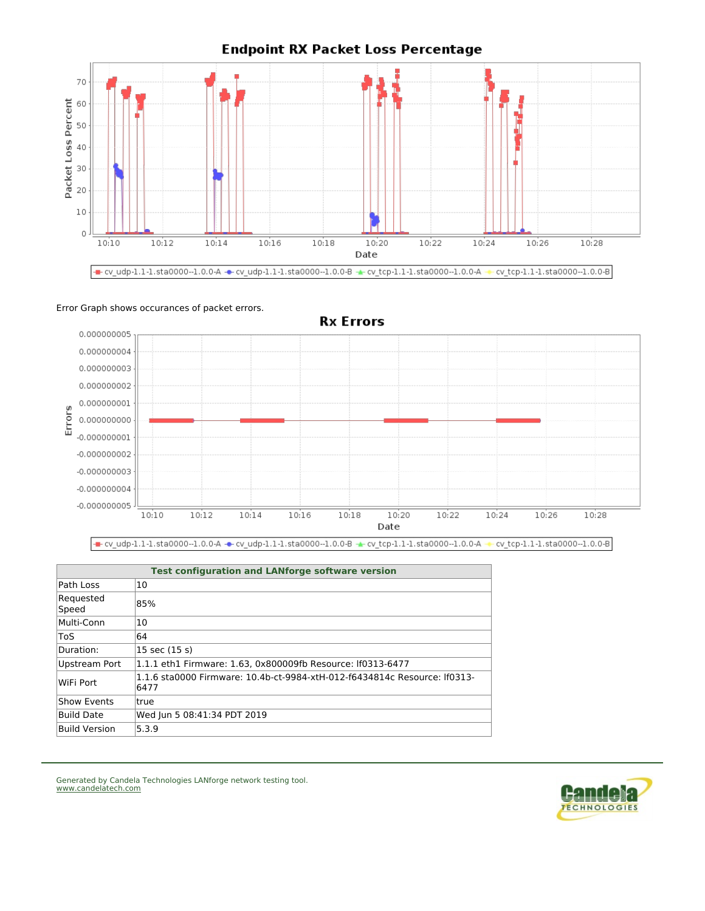Endpoint RX Packet Loss Percentage

Packet Loss Percent

70
60
50
40
30
20
10
0

10:10 10:12 10:14 10:16 10:18 10:20 10:22 10:24 10:26 10:28

Date

cv_udp-1.1-1.sta0000--1.0.0-A cv_udp-1.1-1.sta0000--1.0.0-B cv_tcp-1.1-1.sta0000--1.0.0-A cv_tcp-1.1-1.sta0000--1.0.0-B

Error Graph shows occurances of packet errors.

Rx Errors

Errors

0.000000005
0.000000004
0.000000003
0.000000002
0.000000001
0.000000000
-0.000000001
-0.000000002
-0.000000003
-0.000000004
-0.000000005

10:10 10:12 10:14 10:16 10:18 10:20 10:22 10:24 10:26 10:28

Date

cv_udp-1.1-1.sta0000--1.0.0-A cv_udp-1.1-1.sta0000--1.0.0-B cv_tcp-1.1-1.sta0000--1.0.0-A cv_tcp-1.1-1.sta0000--1.0.0-B

| Test configuration and LANforge software version | |
|---|---|
| Path Loss | 10 |
| Requested Speed | 85% |
| Multi-Conn | 10 |
| ToS | 64 |
| Duration: | 15 sec (15 s) |
| Upstream Port | 1.1.1 eth1 Firmware: 1.63, 0x800009fb Resource: lf0313-6477 |
| WiFi Port | 1.1.6 sta0000 Firmware: 10.4b-ct-9984-xtH-012-f6434814c Resource: lf0313-6477 |
| Show Events | true |
| Build Date | Wed Jun 5 08:41:34 PDT 2019 |
| Build Version | 5.3.9 |

Generated by Candela Technologies LANforge network testing tool.
www.candelatech.com